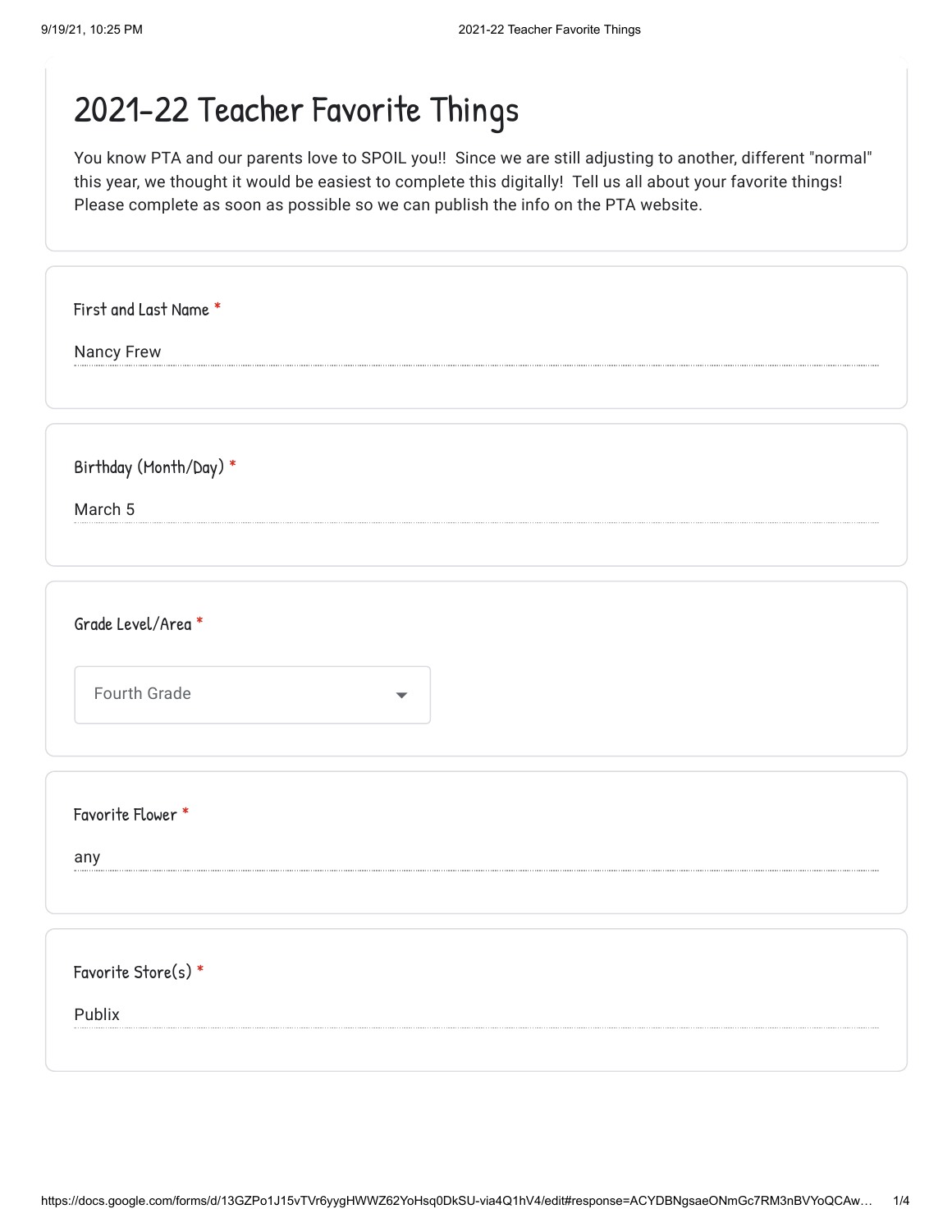# 2021-22 Teacher Favorite Things

You know PTA and our parents love to SPOIL you!! Since we are still adjusting to another, different "normal" this year, we thought it would be easiest to complete this digitally! Tell us all about your favorite things! Please complete as soon as possible so we can publish the info on the PTA website.

**First and Last Name** *

Nancy Frew

**Birthday (Month/Day)** *

March 5

**Grade Level/Area** *

Fourth Grade

**Favorite Flower** *

any

**Favorite Store(s)** *

Publix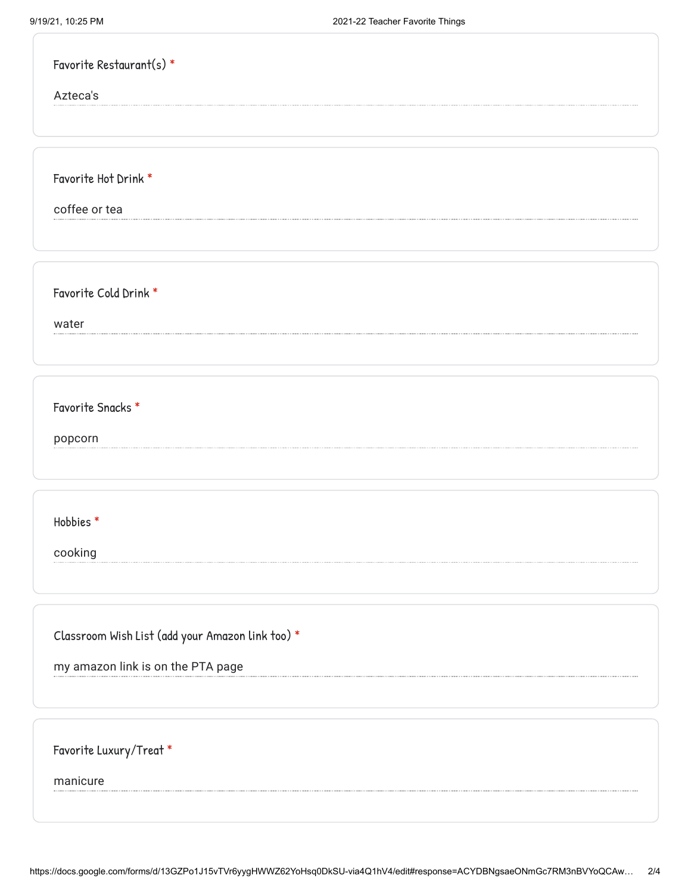Favorite Restaurant(s) *

Azteca's

Favorite Hot Drink *

coffee or tea

Favorite Cold Drink *

water

Favorite Snacks *

popcorn

Hobbies *

cooking

Classroom Wish List (add your Amazon link too) *

my amazon link is on the PTA page

Favorite Luxury/Treat *

manicure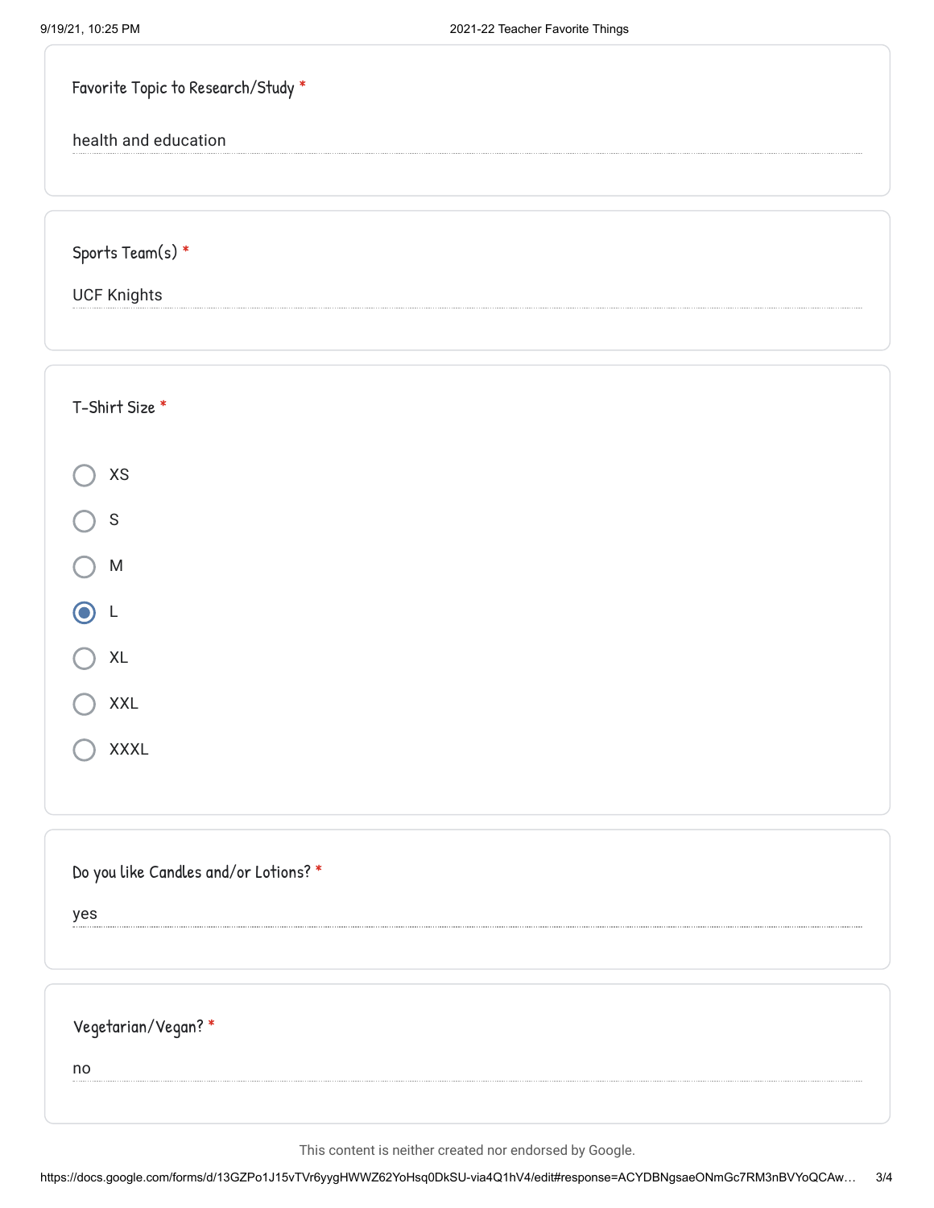Favorite Topic to Research/Study *

health and education

Sports Team(s) *

UCF Knights

T-Shirt Size *

- ○ XS
- ○ S
- ○ M
- ◉ L
- ○ XL
- ○ XXL
- ○ XXXL

Do you like Candles and/or Lotions? *

yes

Vegetarian/Vegan? *

no

This content is neither created nor endorsed by Google.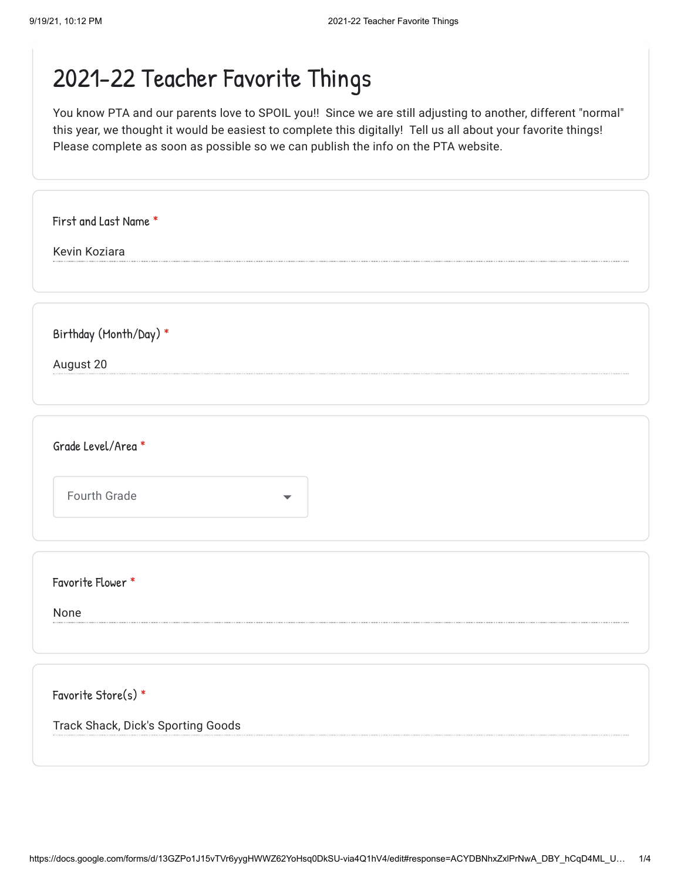# 2021-22 Teacher Favorite Things

You know PTA and our parents love to SPOIL you!! Since we are still adjusting to another, different "normal" this year, we thought it would be easiest to complete this digitally! Tell us all about your favorite things! Please complete as soon as possible so we can publish the info on the PTA website.

First and Last Name *

Kevin Koziara

Birthday (Month/Day) *

August 20

Grade Level/Area *

Fourth Grade

Favorite Flower *

None

Favorite Store(s) *

Track Shack, Dick's Sporting Goods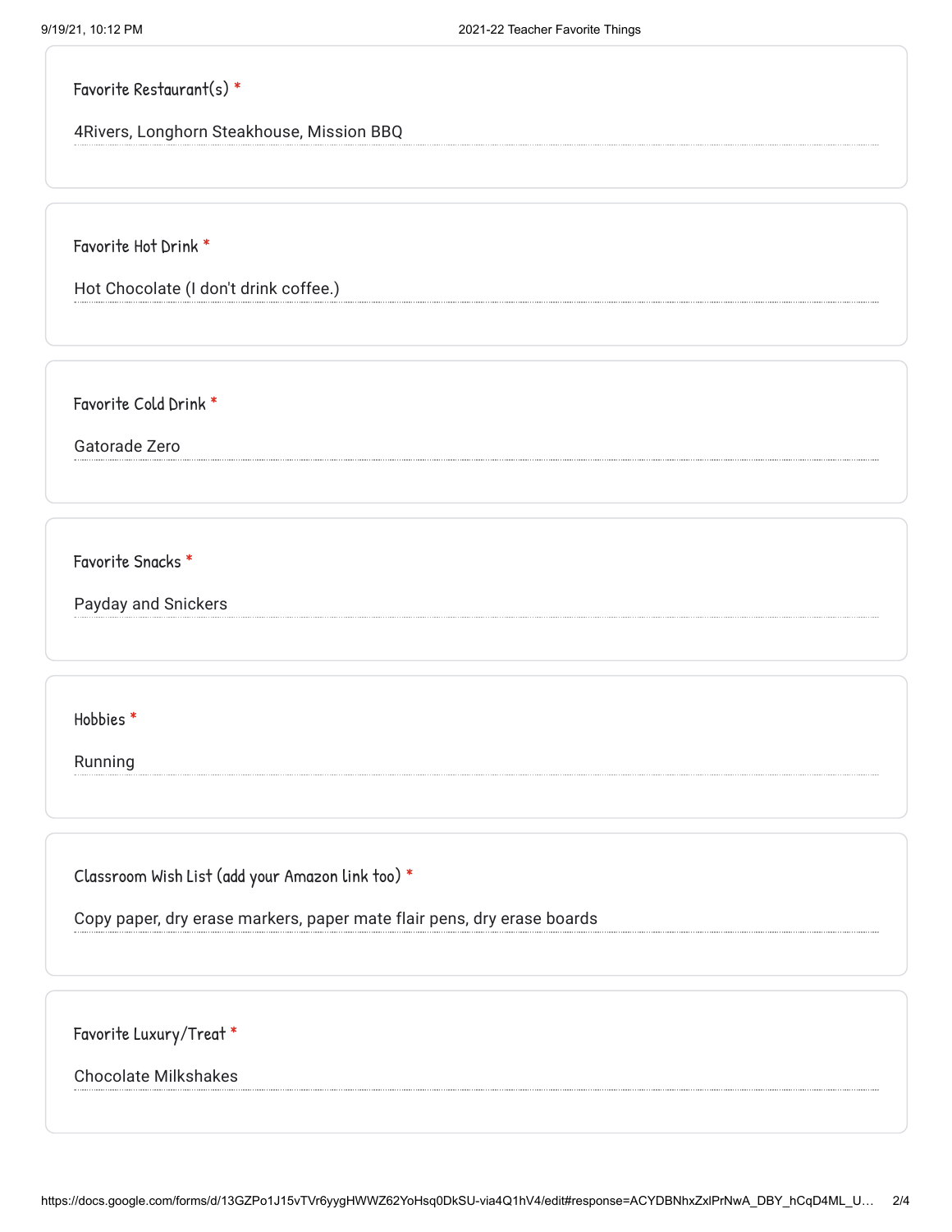Favorite Restaurant(s) *

4Rivers, Longhorn Steakhouse, Mission BBQ

Favorite Hot Drink *

Hot Chocolate (I don't drink coffee.)

Favorite Cold Drink *

Gatorade Zero

Favorite Snacks *

Payday and Snickers

Hobbies *

Running

Classroom Wish List (add your Amazon link too) *

Copy paper, dry erase markers, paper mate flair pens, dry erase boards

Favorite Luxury/Treat *

Chocolate Milkshakes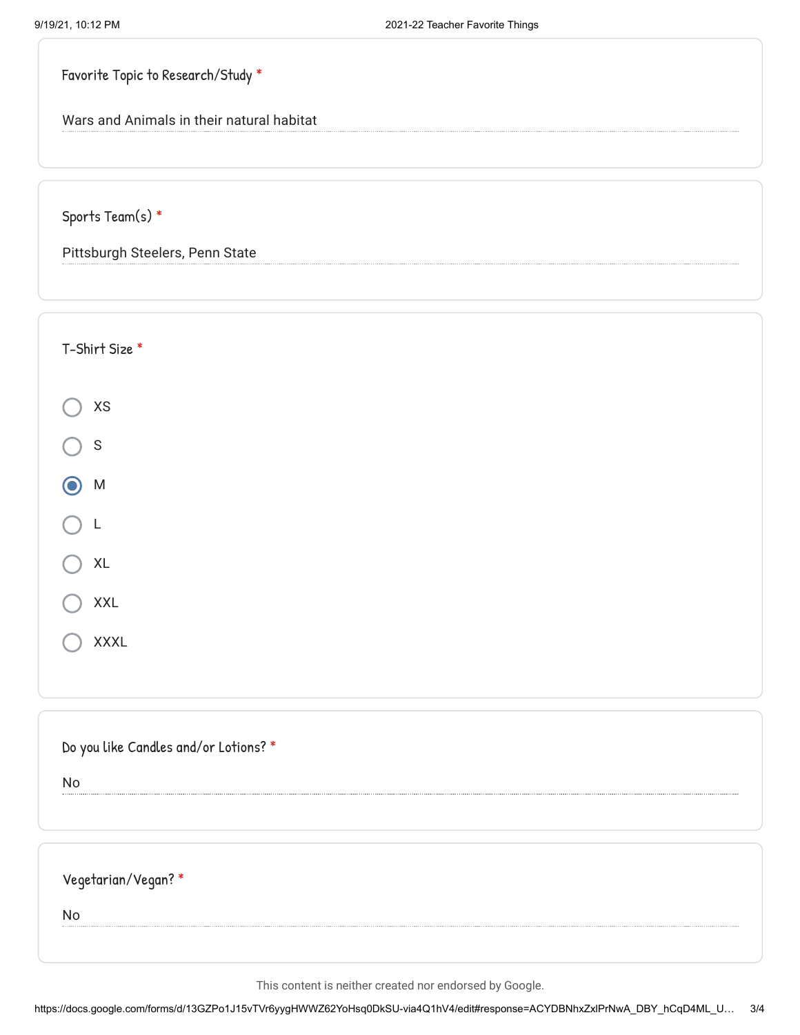Favorite Topic to Research/Study *

Wars and Animals in their natural habitat

Sports Team(s) *

Pittsburgh Steelers, Penn State

T-Shirt Size *

- ○ XS
- ○ S
- ◉ M
- ○ L
- ○ XL
- ○ XXL
- ○ XXXL

Do you like Candles and/or Lotions? *

No

Vegetarian/Vegan? *

No

This content is neither created nor endorsed by Google.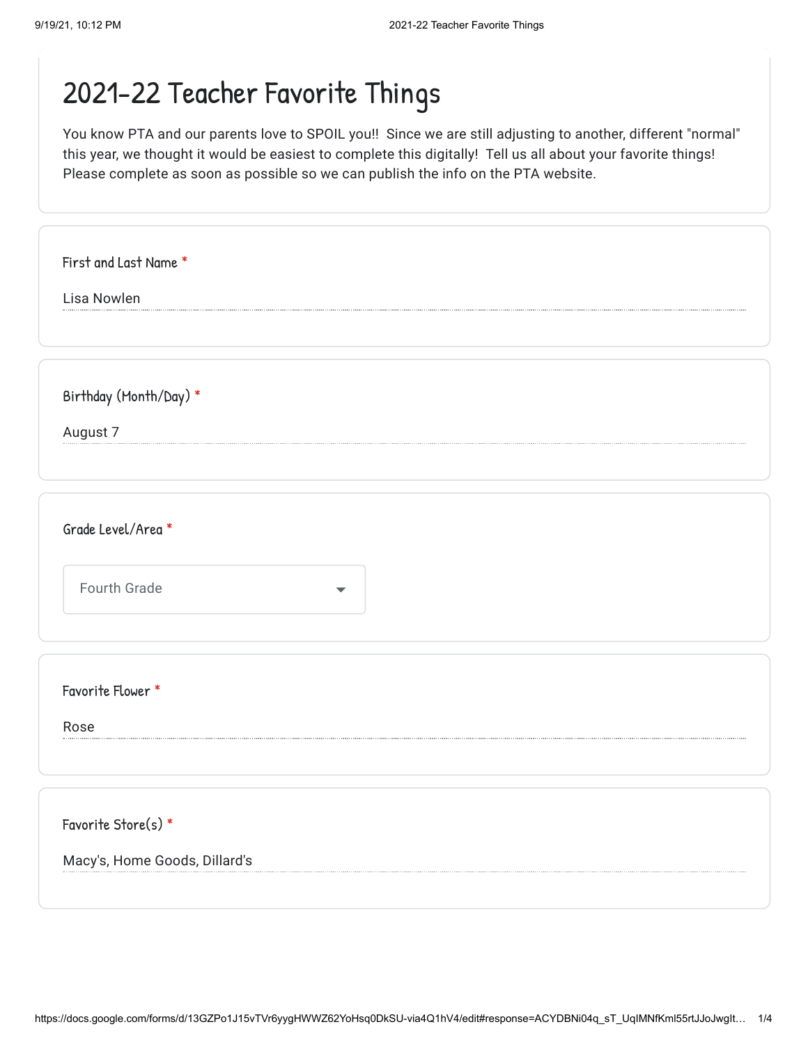# 2021-22 Teacher Favorite Things

You know PTA and our parents love to SPOIL you!! Since we are still adjusting to another, different "normal" this year, we thought it would be easiest to complete this digitally! Tell us all about your favorite things! Please complete as soon as possible so we can publish the info on the PTA website.

First and Last Name *

Lisa Nowlen

Birthday (Month/Day) *

August 7

Grade Level/Area *

Fourth Grade

Favorite Flower *

Rose

Favorite Store(s) *

Macy's, Home Goods, Dillard's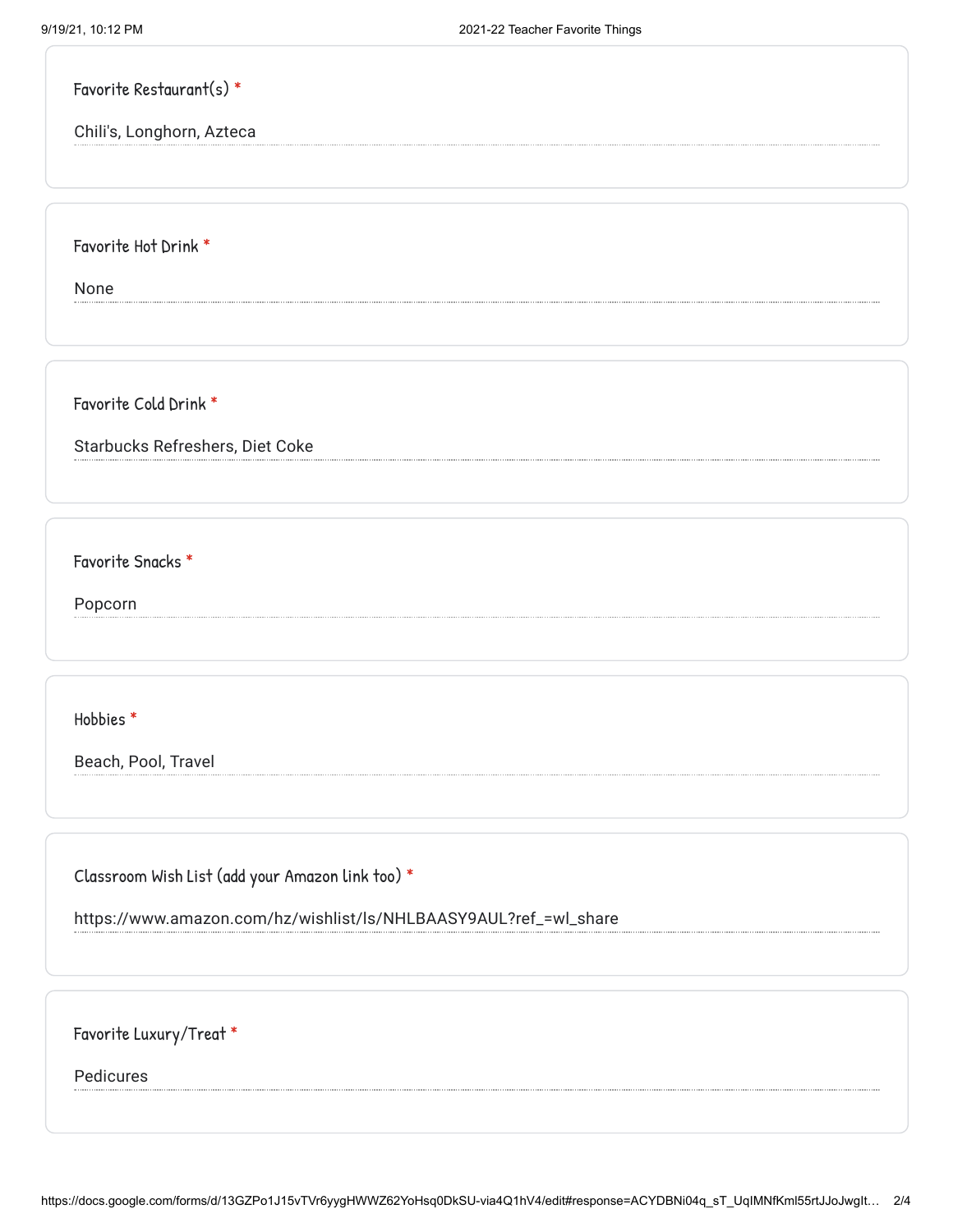Favorite Restaurant(s) *

Chili's, Longhorn, Azteca

Favorite Hot Drink *

None

Favorite Cold Drink *

Starbucks Refreshers, Diet Coke

Favorite Snacks *

Popcorn

Hobbies *

Beach, Pool, Travel

Classroom Wish List (add your Amazon link too) *

https://www.amazon.com/hz/wishlist/ls/NHLBAASY9AUL?ref_=wl_share

Favorite Luxury/Treat *

Pedicures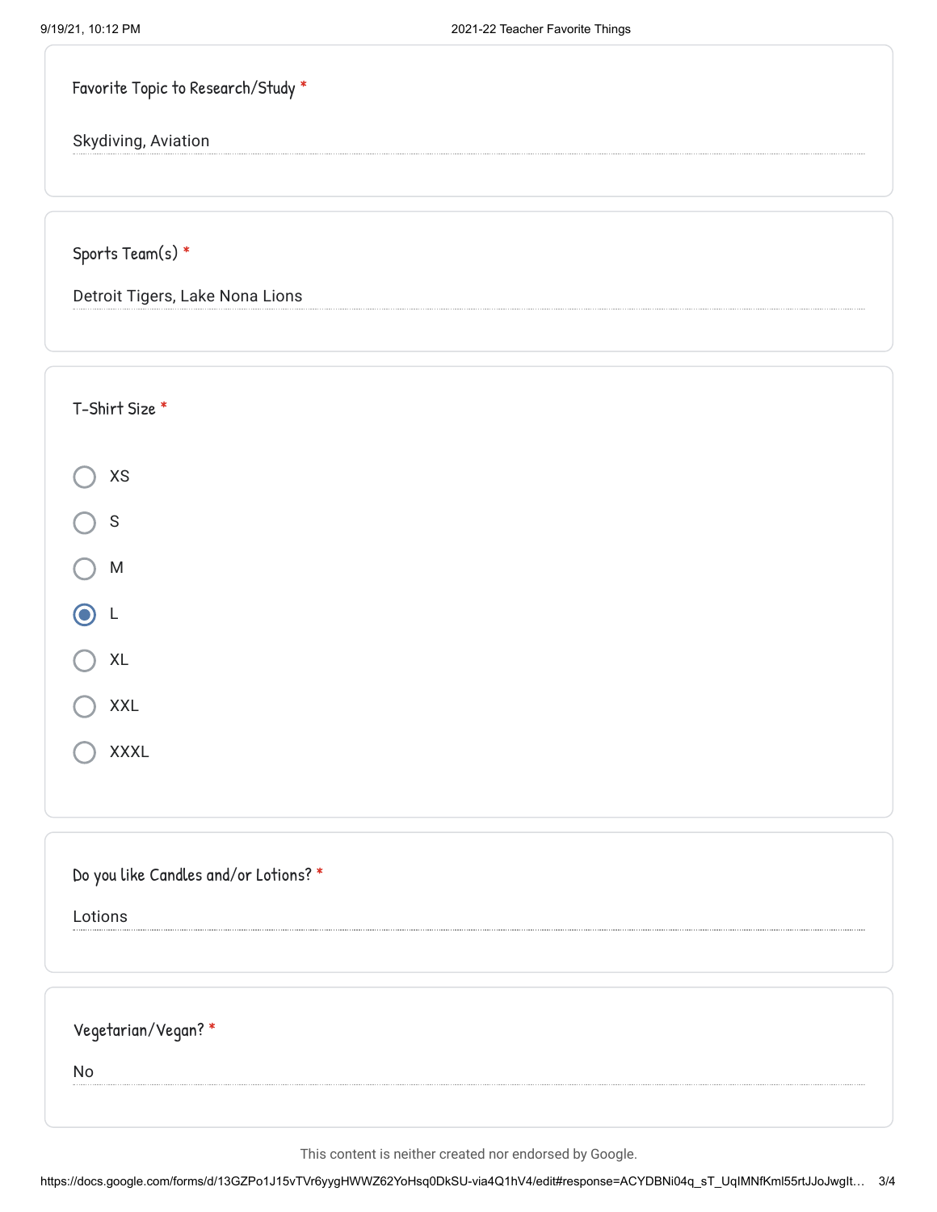Favorite Topic to Research/Study *

Skydiving, Aviation

Sports Team(s) *

Detroit Tigers, Lake Nona Lions

T-Shirt Size *

- [ ] XS
- [ ] S
- [ ] M
- [x] L
- [ ] XL
- [ ] XXL
- [ ] XXXL

Do you like Candles and/or Lotions? *

Lotions

Vegetarian/Vegan? *

No

This content is neither created nor endorsed by Google.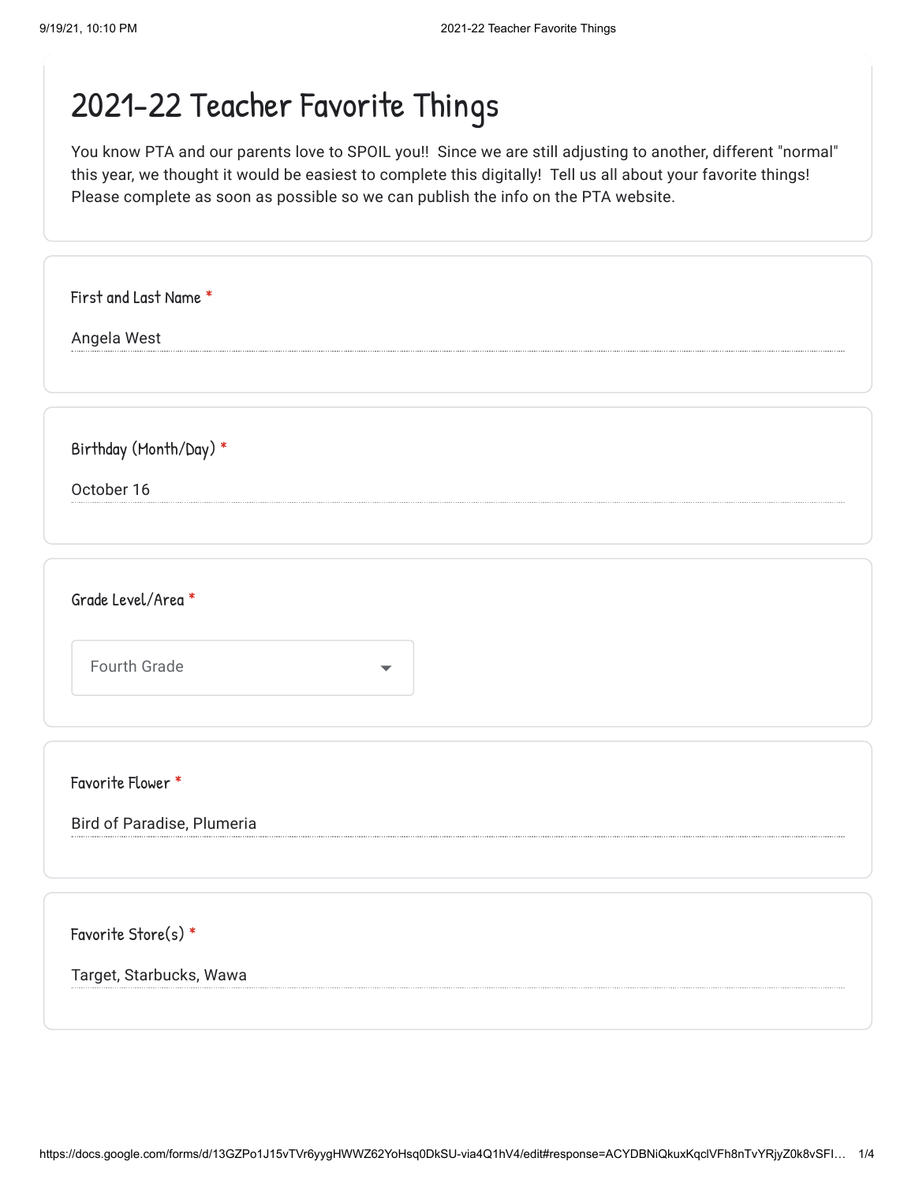# 2021-22 Teacher Favorite Things

You know PTA and our parents love to SPOIL you!! Since we are still adjusting to another, different "normal" this year, we thought it would be easiest to complete this digitally! Tell us all about your favorite things! Please complete as soon as possible so we can publish the info on the PTA website.

**First and Last Name** *

Angela West

**Birthday (Month/Day)** *

October 16

**Grade Level/Area** *

Fourth Grade

**Favorite Flower** *

Bird of Paradise, Plumeria

**Favorite Store(s)** *

Target, Starbucks, Wawa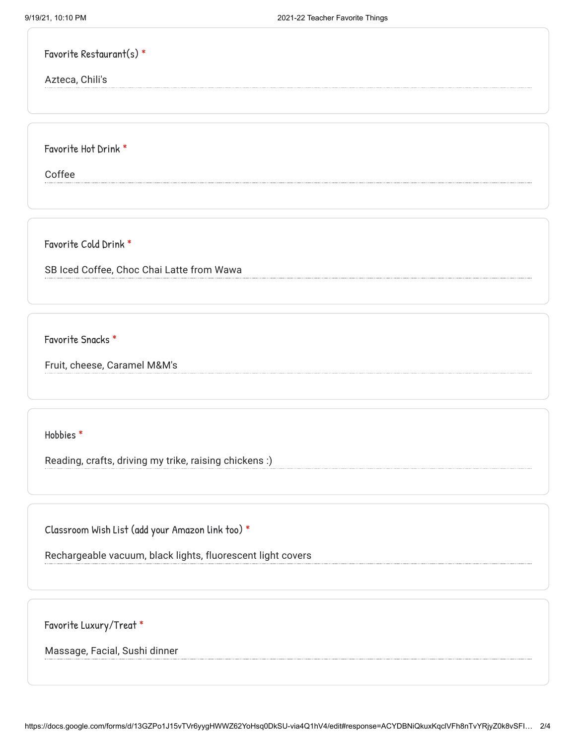Favorite Restaurant(s) *

Azteca, Chili's

Favorite Hot Drink *

Coffee

Favorite Cold Drink *

SB Iced Coffee, Choc Chai Latte from Wawa

Favorite Snacks *

Fruit, cheese, Caramel M&M's

Hobbies *

Reading, crafts, driving my trike, raising chickens :)

Classroom Wish List (add your Amazon link too) *

Rechargeable vacuum, black lights, fluorescent light covers

Favorite Luxury/Treat *

Massage, Facial, Sushi dinner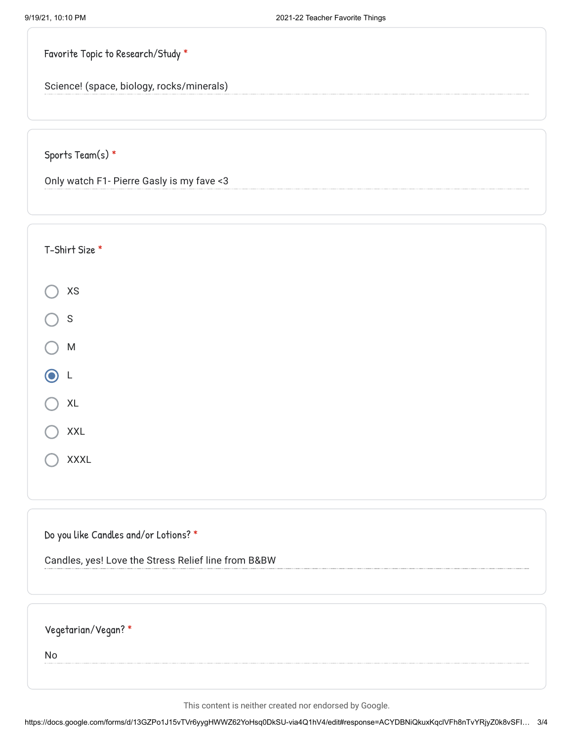Favorite Topic to Research/Study *

Science! (space, biology, rocks/minerals)

Sports Team(s) *

Only watch F1- Pierre Gasly is my fave <3

T-Shirt Size *

- ○ XS
- ○ S
- ○ M
- ◉ L
- ○ XL
- ○ XXL
- ○ XXXL

Do you like Candles and/or Lotions? *

Candles, yes! Love the Stress Relief line from B&BW

Vegetarian/Vegan? *

No

This content is neither created nor endorsed by Google.